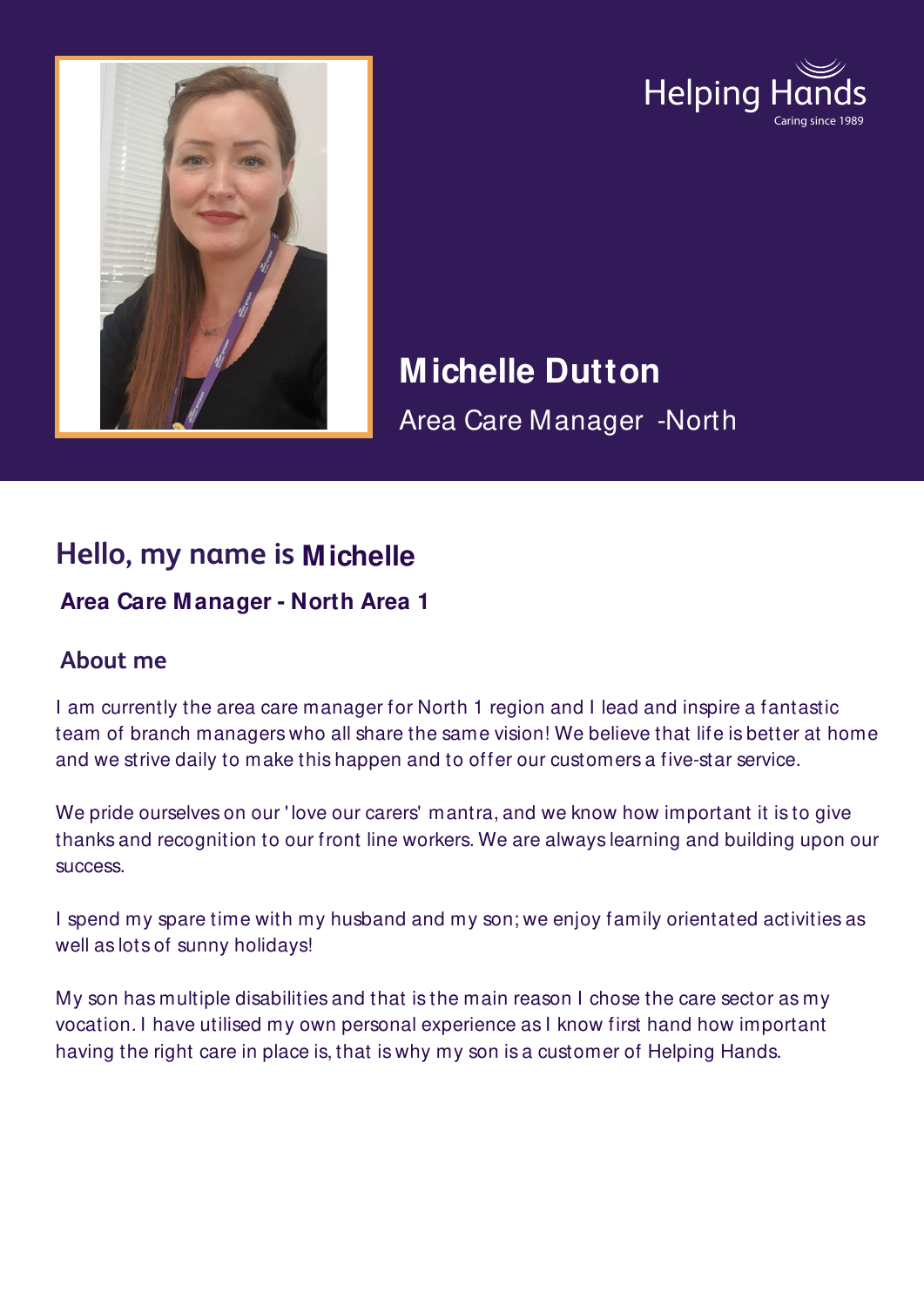Helping Hands
Caring since 1989

# Michelle Dutton

Area Care Manager -North

## Hello, my name is Michelle

**Area Care Manager - North Area 1**

### About me

I am currently the area care manager for North 1 region and I lead and inspire a fantastic team of branch managers who all share the same vision! We believe that life is better at home and we strive daily to make this happen and to offer our customers a five-star service.

We pride ourselves on our 'love our carers' mantra, and we know how important it is to give thanks and recognition to our front line workers. We are always learning and building upon our success.

I spend my spare time with my husband and my son; we enjoy family orientated activities as well as lots of sunny holidays!

My son has multiple disabilities and that is the main reason I chose the care sector as my vocation. I have utilised my own personal experience as I know first hand how important having the right care in place is, that is why my son is a customer of Helping Hands.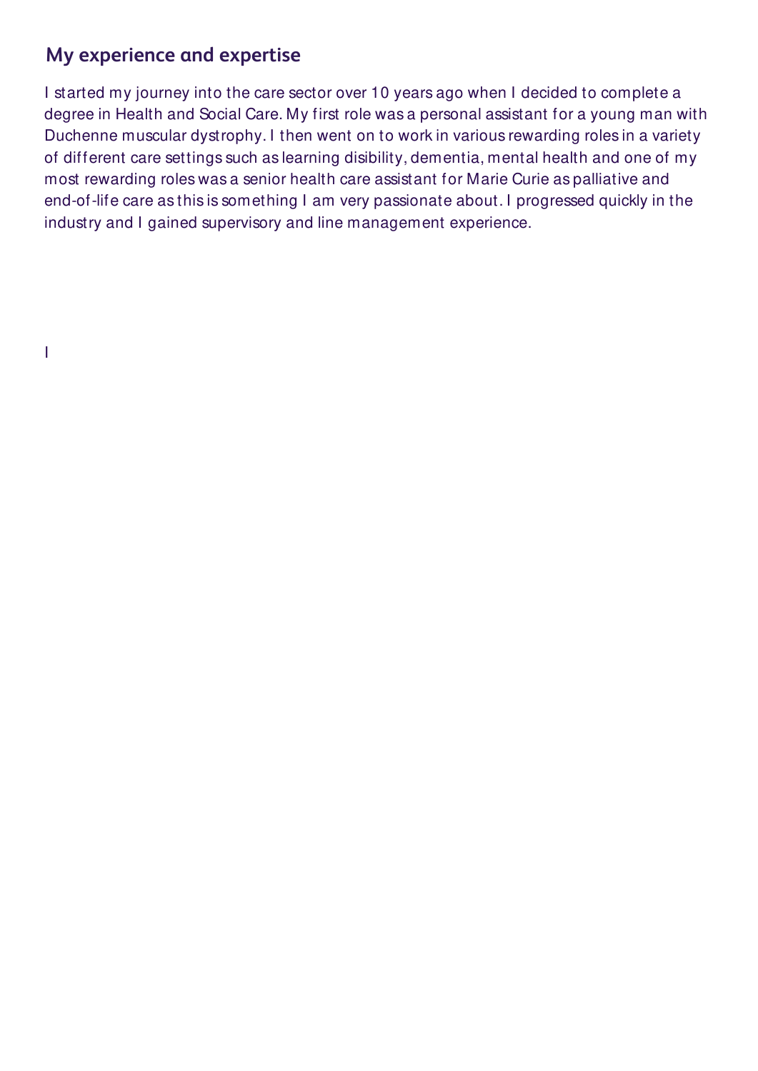## My experience and expertise

I started my journey into the care sector over 10 years ago when I decided to complete a degree in Health and Social Care. My first role was a personal assistant for a young man with Duchenne muscular dystrophy. I then went on to work in various rewarding roles in a variety of different care settings such as learning disibility, dementia, mental health and one of my most rewarding roles was a senior health care assistant for Marie Curie as palliative and end-of-life care as this is something I am very passionate about. I progressed quickly in the industry and I gained supervisory and line management experience.

I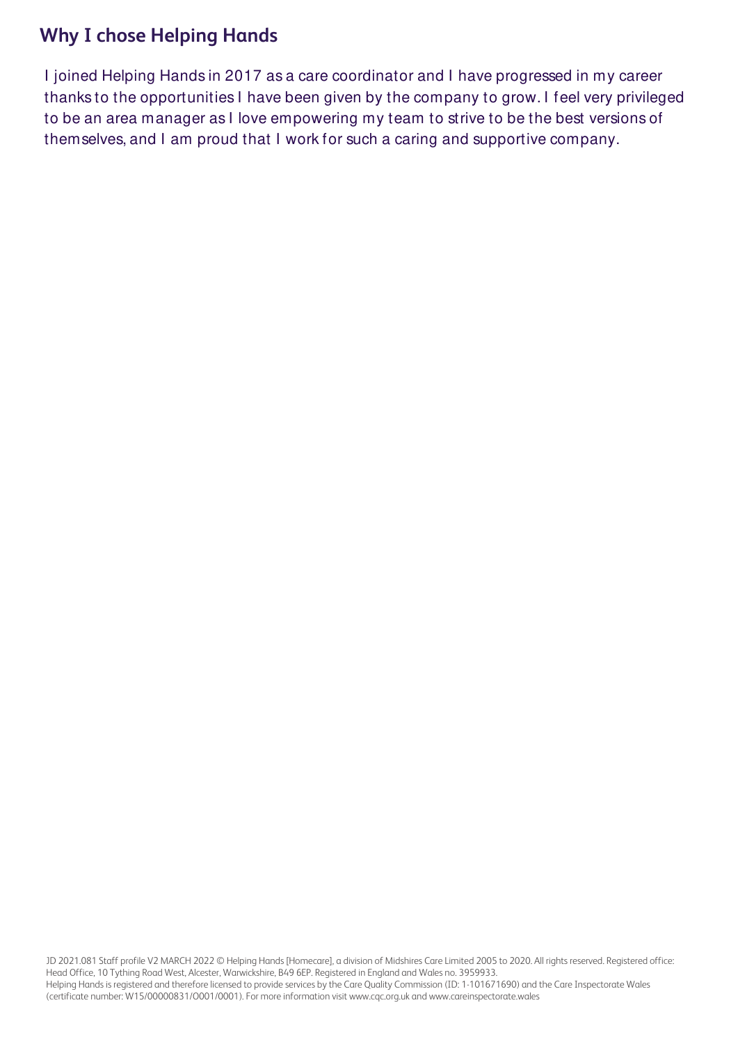## Why I chose Helping Hands

I joined Helping Hands in 2017 as a care coordinator and I have progressed in my career thanks to the opportunities I have been given by the company to grow. I feel very privileged to be an area manager as I love empowering my team to strive to be the best versions of themselves, and I am proud that I work for such a caring and supportive company.

JD 2021.081 Staff profile V2 MARCH 2022 © Helping Hands [Homecare], a division of Midshires Care Limited 2005 to 2020. All rights reserved. Registered office: Head Office, 10 Tything Road West, Alcester, Warwickshire, B49 6EP. Registered in England and Wales no. 3959933.
Helping Hands is registered and therefore licensed to provide services by the Care Quality Commission (ID: 1-101671690) and the Care Inspectorate Wales (certificate number: W15/00000831/O001/0001). For more information visit www.cqc.org.uk and www.careinspectorate.wales